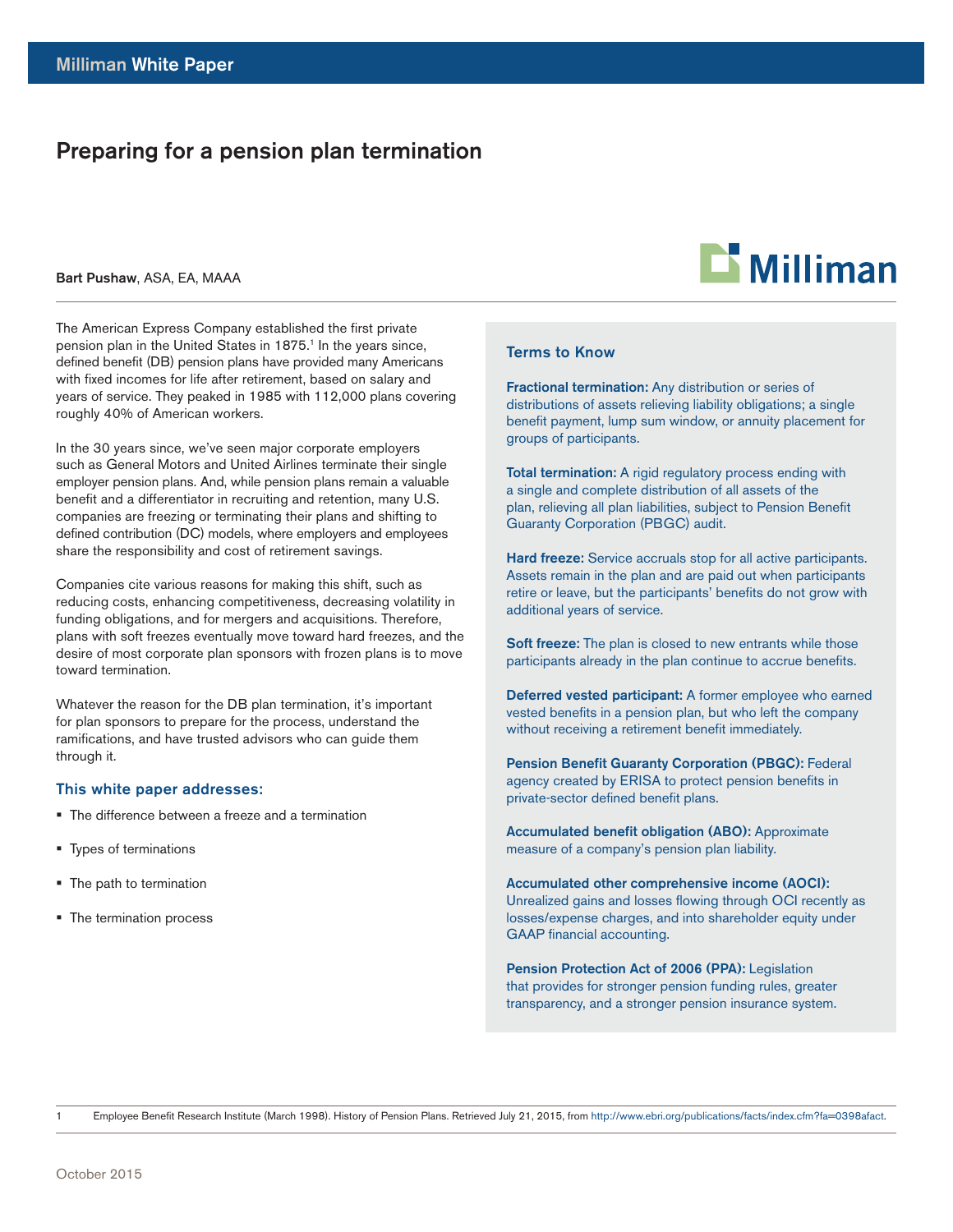Milliman White Paper

# Preparing for a pension plan termination

**Bart Pushaw**, ASA, EA, MAAA

The American Express Company established the first private pension plan in the United States in 1875.[1] In the years since, defined benefit (DB) pension plans have provided many Americans with fixed incomes for life after retirement, based on salary and years of service. They peaked in 1985 with 112,000 plans covering roughly 40% of American workers.

In the 30 years since, we've seen major corporate employers such as General Motors and United Airlines terminate their single employer pension plans. And, while pension plans remain a valuable benefit and a differentiator in recruiting and retention, many U.S. companies are freezing or terminating their plans and shifting to defined contribution (DC) models, where employers and employees share the responsibility and cost of retirement savings.

Companies cite various reasons for making this shift, such as reducing costs, enhancing competitiveness, decreasing volatility in funding obligations, and for mergers and acquisitions. Therefore, plans with soft freezes eventually move toward hard freezes, and the desire of most corporate plan sponsors with frozen plans is to move toward termination.

Whatever the reason for the DB plan termination, it's important for plan sponsors to prepare for the process, understand the ramifications, and have trusted advisors who can guide them through it.

### This white paper addresses:

- The difference between a freeze and a termination
- Types of terminations
- The path to termination
- The termination process

### Terms to Know

**Fractional termination:** Any distribution or series of distributions of assets relieving liability obligations; a single benefit payment, lump sum window, or annuity placement for groups of participants.

**Total termination:** A rigid regulatory process ending with a single and complete distribution of all assets of the plan, relieving all plan liabilities, subject to Pension Benefit Guaranty Corporation (PBGC) audit.

**Hard freeze:** Service accruals stop for all active participants. Assets remain in the plan and are paid out when participants retire or leave, but the participants' benefits do not grow with additional years of service.

**Soft freeze:** The plan is closed to new entrants while those participants already in the plan continue to accrue benefits.

**Deferred vested participant:** A former employee who earned vested benefits in a pension plan, but who left the company without receiving a retirement benefit immediately.

**Pension Benefit Guaranty Corporation (PBGC):** Federal agency created by ERISA to protect pension benefits in private-sector defined benefit plans.

**Accumulated benefit obligation (ABO):** Approximate measure of a company's pension plan liability.

**Accumulated other comprehensive income (AOCI):** Unrealized gains and losses flowing through OCI recently as losses/expense charges, and into shareholder equity under GAAP financial accounting.

**Pension Protection Act of 2006 (PPA):** Legislation that provides for stronger pension funding rules, greater transparency, and a stronger pension insurance system.

---

1 Employee Benefit Research Institute (March 1998). History of Pension Plans. Retrieved July 21, 2015, from http://www.ebri.org/publications/facts/index.cfm?fa=0398afact.

October 2015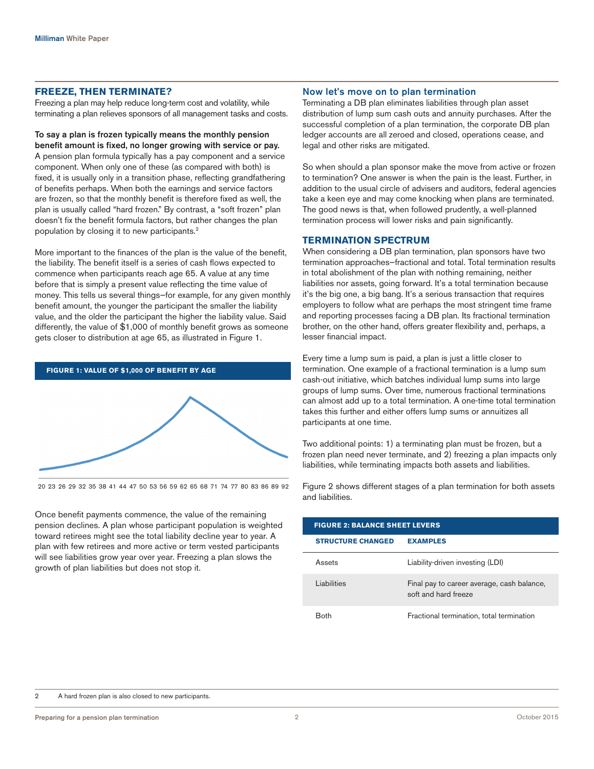## FREEZE, THEN TERMINATE?

Freezing a plan may help reduce long-term cost and volatility, while terminating a plan relieves sponsors of all management tasks and costs.

**To say a plan is frozen typically means the monthly pension benefit amount is fixed, no longer growing with service or pay.** A pension plan formula typically has a pay component and a service component. When only one of these (as compared with both) is fixed, it is usually only in a transition phase, reflecting grandfathering of benefits perhaps. When both the earnings and service factors are frozen, so that the monthly benefit is therefore fixed as well, the plan is usually called "hard frozen." By contrast, a "soft frozen" plan doesn't fix the benefit formula factors, but rather changes the plan population by closing it to new participants.[2]

More important to the finances of the plan is the value of the benefit, the liability. The benefit itself is a series of cash flows expected to commence when participants reach age 65. A value at any time before that is simply a present value reflecting the time value of money. This tells us several things—for example, for any given monthly benefit amount, the younger the participant the smaller the liability value, and the older the participant the higher the liability value. Said differently, the value of $1,000 of monthly benefit grows as someone gets closer to distribution at age 65, as illustrated in Figure 1.

**FIGURE 1: VALUE OF $1,000 OF BENEFIT BY AGE**

20 23 26 29 32 35 38 41 44 47 50 53 56 59 62 65 68 71 74 77 80 83 86 89 92

Once benefit payments commence, the value of the remaining pension declines. A plan whose participant population is weighted toward retirees might see the total liability decline year to year. A plan with few retirees and more active or term vested participants will see liabilities grow year over year. Freezing a plan slows the growth of plan liabilities but does not stop it.

### Now let's move on to plan termination

Terminating a DB plan eliminates liabilities through plan asset distribution of lump sum cash outs and annuity purchases. After the successful completion of a plan termination, the corporate DB plan ledger accounts are all zeroed and closed, operations cease, and legal and other risks are mitigated.

So when should a plan sponsor make the move from active or frozen to termination? One answer is when the pain is the least. Further, in addition to the usual circle of advisers and auditors, federal agencies take a keen eye and may come knocking when plans are terminated. The good news is that, when followed prudently, a well-planned termination process will lower risks and pain significantly.

## TERMINATION SPECTRUM

When considering a DB plan termination, plan sponsors have two termination approaches—fractional and total. Total termination results in total abolishment of the plan with nothing remaining, neither liabilities nor assets, going forward. It's a total termination because it's the big one, a big bang. It's a serious transaction that requires employers to follow what are perhaps the most stringent time frame and reporting processes facing a DB plan. Its fractional termination brother, on the other hand, offers greater flexibility and, perhaps, a lesser financial impact.

Every time a lump sum is paid, a plan is just a little closer to termination. One example of a fractional termination is a lump sum cash-out initiative, which batches individual lump sums into large groups of lump sums. Over time, numerous fractional terminations can almost add up to a total termination. A one-time total termination takes this further and either offers lump sums or annuitizes all participants at one time.

Two additional points: 1) a terminating plan must be frozen, but a frozen plan need never terminate, and 2) freezing a plan impacts only liabilities, while terminating impacts both assets and liabilities.

Figure 2 shows different stages of a plan termination for both assets and liabilities.

**FIGURE 2: BALANCE SHEET LEVERS**

| STRUCTURE CHANGED | EXAMPLES |
|---|---|
| Assets | Liability-driven investing (LDI) |
| Liabilities | Final pay to career average, cash balance, soft and hard freeze |
| Both | Fractional termination, total termination |

2 A hard frozen plan is also closed to new participants.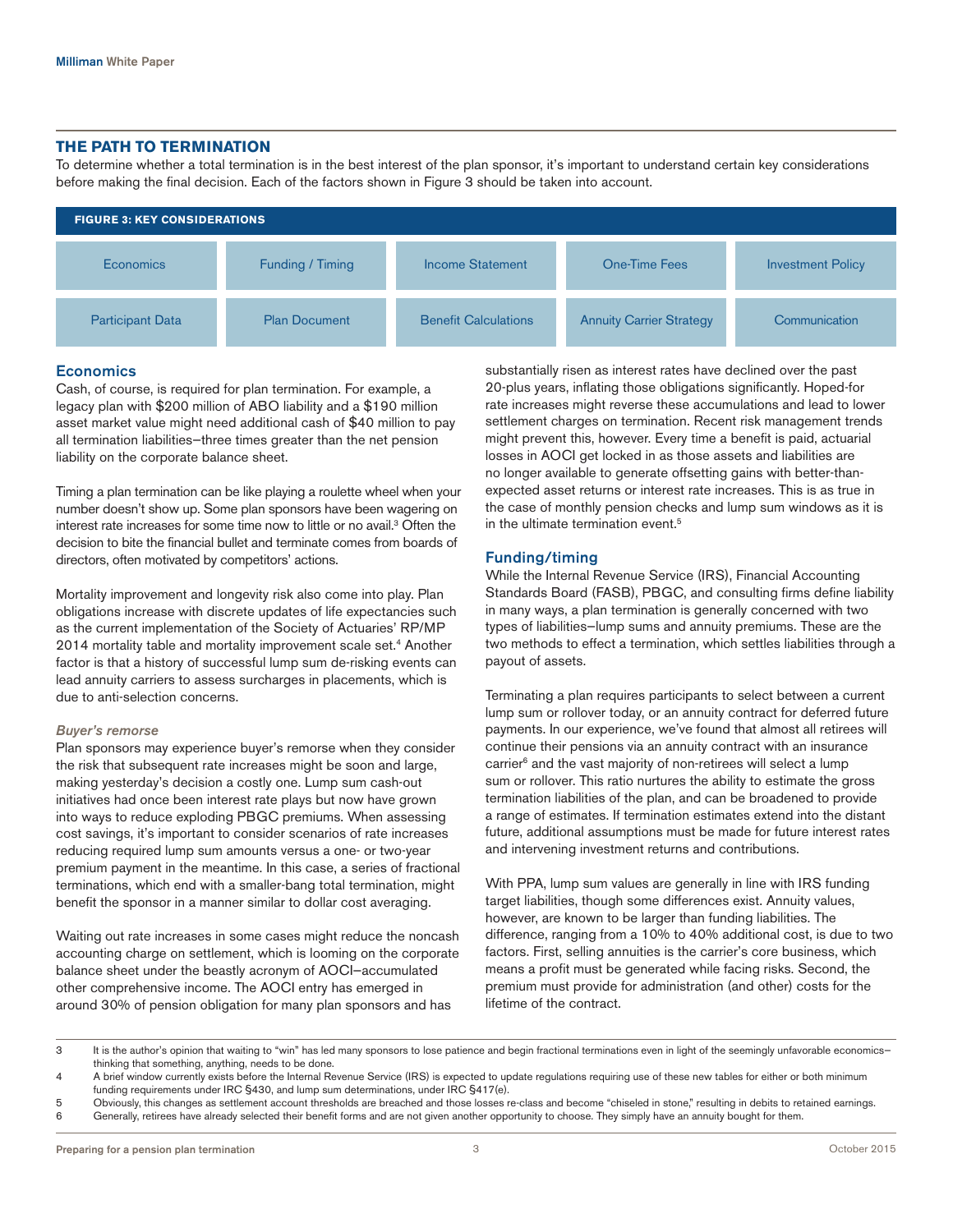## THE PATH TO TERMINATION

To determine whether a total termination is in the best interest of the plan sponsor, it's important to understand certain key considerations before making the final decision. Each of the factors shown in Figure 3 should be taken into account.

**FIGURE 3: KEY CONSIDERATIONS**

| | | | | |
|---|---|---|---|---|
| Economics | Funding / Timing | Income Statement | One-Time Fees | Investment Policy |
| Participant Data | Plan Document | Benefit Calculations | Annuity Carrier Strategy | Communication |

### Economics

Cash, of course, is required for plan termination. For example, a legacy plan with $200 million of ABO liability and a $190 million asset market value might need additional cash of $40 million to pay all termination liabilities—three times greater than the net pension liability on the corporate balance sheet.

Timing a plan termination can be like playing a roulette wheel when your number doesn't show up. Some plan sponsors have been wagering on interest rate increases for some time now to little or no avail.[3] Often the decision to bite the financial bullet and terminate comes from boards of directors, often motivated by competitors' actions.

Mortality improvement and longevity risk also come into play. Plan obligations increase with discrete updates of life expectancies such as the current implementation of the Society of Actuaries' RP/MP 2014 mortality table and mortality improvement scale set.[4] Another factor is that a history of successful lump sum de-risking events can lead annuity carriers to assess surcharges in placements, which is due to anti-selection concerns.

#### *Buyer's remorse*

Plan sponsors may experience buyer's remorse when they consider the risk that subsequent rate increases might be soon and large, making yesterday's decision a costly one. Lump sum cash-out initiatives had once been interest rate plays but now have grown into ways to reduce exploding PBGC premiums. When assessing cost savings, it's important to consider scenarios of rate increases reducing required lump sum amounts versus a one- or two-year premium payment in the meantime. In this case, a series of fractional terminations, which end with a smaller-bang total termination, might benefit the sponsor in a manner similar to dollar cost averaging.

Waiting out rate increases in some cases might reduce the noncash accounting charge on settlement, which is looming on the corporate balance sheet under the beastly acronym of AOCI—accumulated other comprehensive income. The AOCI entry has emerged in around 30% of pension obligation for many plan sponsors and has substantially risen as interest rates have declined over the past 20-plus years, inflating those obligations significantly. Hoped-for rate increases might reverse these accumulations and lead to lower settlement charges on termination. Recent risk management trends might prevent this, however. Every time a benefit is paid, actuarial losses in AOCI get locked in as those assets and liabilities are no longer available to generate offsetting gains with better-than-expected asset returns or interest rate increases. This is as true in the case of monthly pension checks and lump sum windows as it is in the ultimate termination event.[5]

### Funding/timing

While the Internal Revenue Service (IRS), Financial Accounting Standards Board (FASB), PBGC, and consulting firms define liability in many ways, a plan termination is generally concerned with two types of liabilities—lump sums and annuity premiums. These are the two methods to effect a termination, which settles liabilities through a payout of assets.

Terminating a plan requires participants to select between a current lump sum or rollover today, or an annuity contract for deferred future payments. In our experience, we've found that almost all retirees will continue their pensions via an annuity contract with an insurance carrier[6] and the vast majority of non-retirees will select a lump sum or rollover. This ratio nurtures the ability to estimate the gross termination liabilities of the plan, and can be broadened to provide a range of estimates. If termination estimates extend into the distant future, additional assumptions must be made for future interest rates and intervening investment returns and contributions.

With PPA, lump sum values are generally in line with IRS funding target liabilities, though some differences exist. Annuity values, however, are known to be larger than funding liabilities. The difference, ranging from a 10% to 40% additional cost, is due to two factors. First, selling annuities is the carrier's core business, which means a profit must be generated while facing risks. Second, the premium must provide for administration (and other) costs for the lifetime of the contract.

---

3 It is the author's opinion that waiting to "win" has led many sponsors to lose patience and begin fractional terminations even in light of the seemingly unfavorable economics—thinking that something, anything, needs to be done.

4 A brief window currently exists before the Internal Revenue Service (IRS) is expected to update regulations requiring use of these new tables for either or both minimum funding requirements under IRC §430, and lump sum determinations, under IRC §417(e).

5 Obviously, this changes as settlement account thresholds are breached and those losses re-class and become "chiseled in stone," resulting in debits to retained earnings.

6 Generally, retirees have already selected their benefit forms and are not given another opportunity to choose. They simply have an annuity bought for them.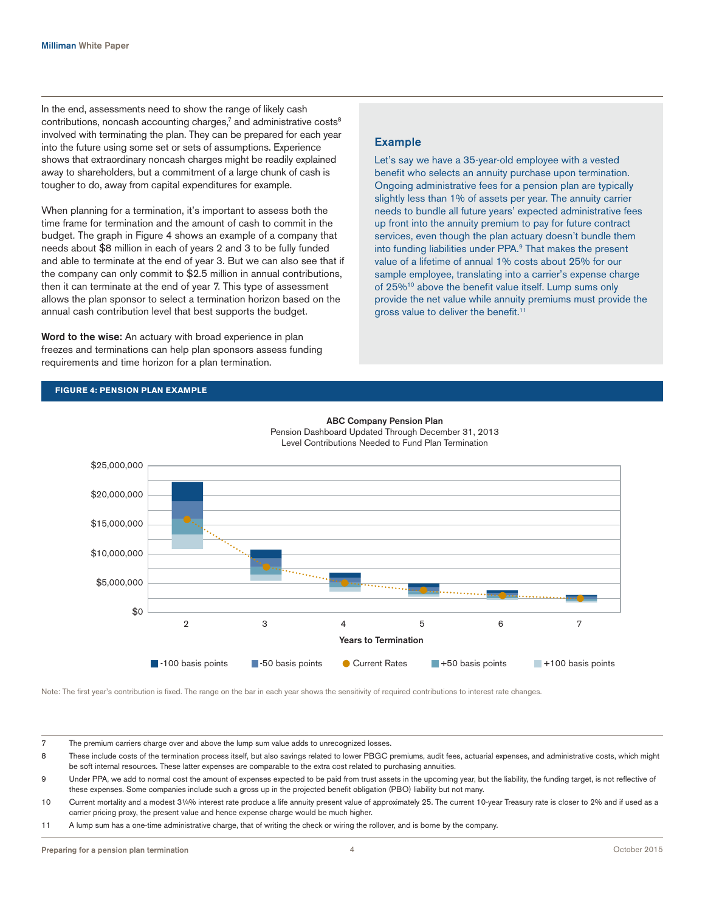In the end, assessments need to show the range of likely cash contributions, noncash accounting charges,[7] and administrative costs[8] involved with terminating the plan. They can be prepared for each year into the future using some set or sets of assumptions. Experience shows that extraordinary noncash charges might be readily explained away to shareholders, but a commitment of a large chunk of cash is tougher to do, away from capital expenditures for example.

When planning for a termination, it's important to assess both the time frame for termination and the amount of cash to commit in the budget. The graph in Figure 4 shows an example of a company that needs about $8 million in each of years 2 and 3 to be fully funded and able to terminate at the end of year 3. But we can also see that if the company can only commit to $2.5 million in annual contributions, then it can terminate at the end of year 7. This type of assessment allows the plan sponsor to select a termination horizon based on the annual cash contribution level that best supports the budget.

**Word to the wise:** An actuary with broad experience in plan freezes and terminations can help plan sponsors assess funding requirements and time horizon for a plan termination.

### Example

Let's say we have a 35-year-old employee with a vested benefit who selects an annuity purchase upon termination. Ongoing administrative fees for a pension plan are typically slightly less than 1% of assets per year. The annuity carrier needs to bundle all future years' expected administrative fees up front into the annuity premium to pay for future contract services, even though the plan actuary doesn't bundle them into funding liabilities under PPA.[9] That makes the present value of a lifetime of annual 1% costs about 25% for our sample employee, translating into a carrier's expense charge of 25%[10] above the benefit value itself. Lump sums only provide the net value while annuity premiums must provide the gross value to deliver the benefit.[11]

**FIGURE 4: PENSION PLAN EXAMPLE**

**ABC Company Pension Plan**
Pension Dashboard Updated Through December 31, 2013
Level Contributions Needed to Fund Plan Termination

Note: The first year's contribution is fixed. The range on the bar in each year shows the sensitivity of required contributions to interest rate changes.

---

7 The premium carriers charge over and above the lump sum value adds to unrecognized losses.

8 These include costs of the termination process itself, but also savings related to lower PBGC premiums, audit fees, actuarial expenses, and administrative costs, which might be soft internal resources. These latter expenses are comparable to the extra cost related to purchasing annuities.

9 Under PPA, we add to normal cost the amount of expenses expected to be paid from trust assets in the upcoming year, but the liability, the funding target, is not reflective of these expenses. Some companies include such a gross up in the projected benefit obligation (PBO) liability but not many.

10 Current mortality and a modest 3¼% interest rate produce a life annuity present value of approximately 25. The current 10-year Treasury rate is closer to 2% and if used as a carrier pricing proxy, the present value and hence expense charge would be much higher.

11 A lump sum has a one-time administrative charge, that of writing the check or wiring the rollover, and is borne by the company.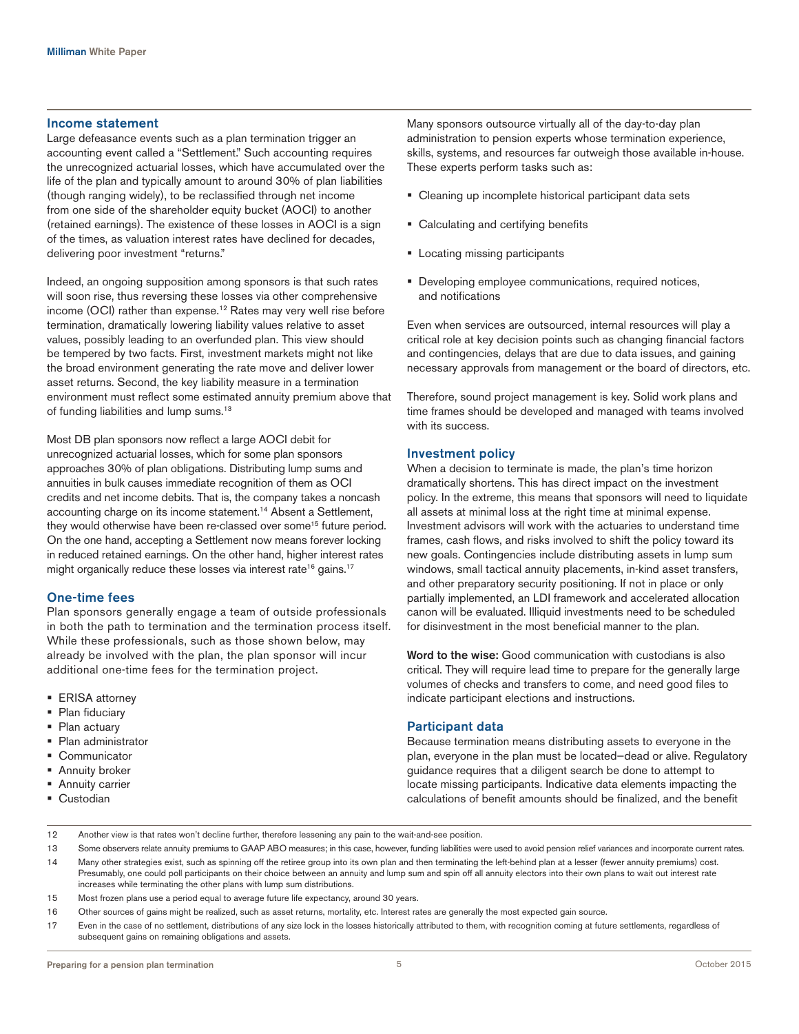## Income statement

Large defeasance events such as a plan termination trigger an accounting event called a "Settlement." Such accounting requires the unrecognized actuarial losses, which have accumulated over the life of the plan and typically amount to around 30% of plan liabilities (though ranging widely), to be reclassified through net income from one side of the shareholder equity bucket (AOCI) to another (retained earnings). The existence of these losses in AOCI is a sign of the times, as valuation interest rates have declined for decades, delivering poor investment "returns."

Indeed, an ongoing supposition among sponsors is that such rates will soon rise, thus reversing these losses via other comprehensive income (OCI) rather than expense.[12] Rates may very well rise before termination, dramatically lowering liability values relative to asset values, possibly leading to an overfunded plan. This view should be tempered by two facts. First, investment markets might not like the broad environment generating the rate move and deliver lower asset returns. Second, the key liability measure in a termination environment must reflect some estimated annuity premium above that of funding liabilities and lump sums.[13]

Most DB plan sponsors now reflect a large AOCI debit for unrecognized actuarial losses, which for some plan sponsors approaches 30% of plan obligations. Distributing lump sums and annuities in bulk causes immediate recognition of them as OCI credits and net income debits. That is, the company takes a noncash accounting charge on its income statement.[14] Absent a Settlement, they would otherwise have been re-classed over some[15] future period. On the one hand, accepting a Settlement now means forever locking in reduced retained earnings. On the other hand, higher interest rates might organically reduce these losses via interest rate[16] gains.[17]

## One-time fees

Plan sponsors generally engage a team of outside professionals in both the path to termination and the termination process itself. While these professionals, such as those shown below, may already be involved with the plan, the plan sponsor will incur additional one-time fees for the termination project.

- ERISA attorney
- Plan fiduciary
- Plan actuary
- Plan administrator
- Communicator
- Annuity broker
- Annuity carrier
- Custodian

Many sponsors outsource virtually all of the day-to-day plan administration to pension experts whose termination experience, skills, systems, and resources far outweigh those available in-house. These experts perform tasks such as:

- Cleaning up incomplete historical participant data sets
- Calculating and certifying benefits
- Locating missing participants
- Developing employee communications, required notices, and notifications

Even when services are outsourced, internal resources will play a critical role at key decision points such as changing financial factors and contingencies, delays that are due to data issues, and gaining necessary approvals from management or the board of directors, etc.

Therefore, sound project management is key. Solid work plans and time frames should be developed and managed with teams involved with its success.

## Investment policy

When a decision to terminate is made, the plan's time horizon dramatically shortens. This has direct impact on the investment policy. In the extreme, this means that sponsors will need to liquidate all assets at minimal loss at the right time at minimal expense. Investment advisors will work with the actuaries to understand time frames, cash flows, and risks involved to shift the policy toward its new goals. Contingencies include distributing assets in lump sum windows, small tactical annuity placements, in-kind asset transfers, and other preparatory security positioning. If not in place or only partially implemented, an LDI framework and accelerated allocation canon will be evaluated. Illiquid investments need to be scheduled for disinvestment in the most beneficial manner to the plan.

**Word to the wise:** Good communication with custodians is also critical. They will require lead time to prepare for the generally large volumes of checks and transfers to come, and need good files to indicate participant elections and instructions.

## Participant data

Because termination means distributing assets to everyone in the plan, everyone in the plan must be located—dead or alive. Regulatory guidance requires that a diligent search be done to attempt to locate missing participants. Indicative data elements impacting the calculations of benefit amounts should be finalized, and the benefit

---

[12] Another view is that rates won't decline further, therefore lessening any pain to the wait-and-see position.

[13] Some observers relate annuity premiums to GAAP ABO measures; in this case, however, funding liabilities were used to avoid pension relief variances and incorporate current rates.

[14] Many other strategies exist, such as spinning off the retiree group into its own plan and then terminating the left-behind plan at a lesser (fewer annuity premiums) cost. Presumably, one could poll participants on their choice between an annuity and lump sum and spin off all annuity electors into their own plans to wait out interest rate increases while terminating the other plans with lump sum distributions.

[15] Most frozen plans use a period equal to average future life expectancy, around 30 years.

[16] Other sources of gains might be realized, such as asset returns, mortality, etc. Interest rates are generally the most expected gain source.

[17] Even in the case of no settlement, distributions of any size lock in the losses historically attributed to them, with recognition coming at future settlements, regardless of subsequent gains on remaining obligations and assets.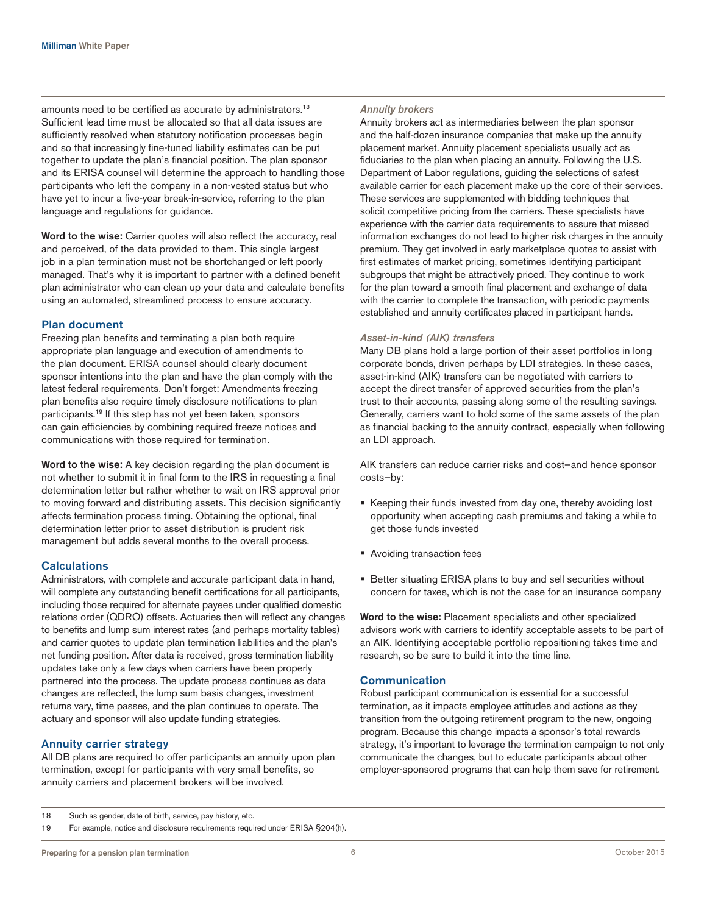amounts need to be certified as accurate by administrators.[18] Sufficient lead time must be allocated so that all data issues are sufficiently resolved when statutory notification processes begin and so that increasingly fine-tuned liability estimates can be put together to update the plan's financial position. The plan sponsor and its ERISA counsel will determine the approach to handling those participants who left the company in a non-vested status but who have yet to incur a five-year break-in-service, referring to the plan language and regulations for guidance.

**Word to the wise:** Carrier quotes will also reflect the accuracy, real and perceived, of the data provided to them. This single largest job in a plan termination must not be shortchanged or left poorly managed. That's why it is important to partner with a defined benefit plan administrator who can clean up your data and calculate benefits using an automated, streamlined process to ensure accuracy.

## Plan document

Freezing plan benefits and terminating a plan both require appropriate plan language and execution of amendments to the plan document. ERISA counsel should clearly document sponsor intentions into the plan and have the plan comply with the latest federal requirements. Don't forget: Amendments freezing plan benefits also require timely disclosure notifications to plan participants.[19] If this step has not yet been taken, sponsors can gain efficiencies by combining required freeze notices and communications with those required for termination.

**Word to the wise:** A key decision regarding the plan document is not whether to submit it in final form to the IRS in requesting a final determination letter but rather whether to wait on IRS approval prior to moving forward and distributing assets. This decision significantly affects termination process timing. Obtaining the optional, final determination letter prior to asset distribution is prudent risk management but adds several months to the overall process.

## Calculations

Administrators, with complete and accurate participant data in hand, will complete any outstanding benefit certifications for all participants, including those required for alternate payees under qualified domestic relations order (QDRO) offsets. Actuaries then will reflect any changes to benefits and lump sum interest rates (and perhaps mortality tables) and carrier quotes to update plan termination liabilities and the plan's net funding position. After data is received, gross termination liability updates take only a few days when carriers have been properly partnered into the process. The update process continues as data changes are reflected, the lump sum basis changes, investment returns vary, time passes, and the plan continues to operate. The actuary and sponsor will also update funding strategies.

## Annuity carrier strategy

All DB plans are required to offer participants an annuity upon plan termination, except for participants with very small benefits, so annuity carriers and placement brokers will be involved.

### *Annuity brokers*

Annuity brokers act as intermediaries between the plan sponsor and the half-dozen insurance companies that make up the annuity placement market. Annuity placement specialists usually act as fiduciaries to the plan when placing an annuity. Following the U.S. Department of Labor regulations, guiding the selections of safest available carrier for each placement make up the core of their services. These services are supplemented with bidding techniques that solicit competitive pricing from the carriers. These specialists have experience with the carrier data requirements to assure that missed information exchanges do not lead to higher risk charges in the annuity premium. They get involved in early marketplace quotes to assist with first estimates of market pricing, sometimes identifying participant subgroups that might be attractively priced. They continue to work for the plan toward a smooth final placement and exchange of data with the carrier to complete the transaction, with periodic payments established and annuity certificates placed in participant hands.

### *Asset-in-kind (AIK) transfers*

Many DB plans hold a large portion of their asset portfolios in long corporate bonds, driven perhaps by LDI strategies. In these cases, asset-in-kind (AIK) transfers can be negotiated with carriers to accept the direct transfer of approved securities from the plan's trust to their accounts, passing along some of the resulting savings. Generally, carriers want to hold some of the same assets of the plan as financial backing to the annuity contract, especially when following an LDI approach.

AIK transfers can reduce carrier risks and cost–and hence sponsor costs–by:

- Keeping their funds invested from day one, thereby avoiding lost opportunity when accepting cash premiums and taking a while to get those funds invested
- Avoiding transaction fees
- Better situating ERISA plans to buy and sell securities without concern for taxes, which is not the case for an insurance company

**Word to the wise:** Placement specialists and other specialized advisors work with carriers to identify acceptable assets to be part of an AIK. Identifying acceptable portfolio repositioning takes time and research, so be sure to build it into the time line.

## Communication

Robust participant communication is essential for a successful termination, as it impacts employee attitudes and actions as they transition from the outgoing retirement program to the new, ongoing program. Because this change impacts a sponsor's total rewards strategy, it's important to leverage the termination campaign to not only communicate the changes, but to educate participants about other employer-sponsored programs that can help them save for retirement.

---

18 Such as gender, date of birth, service, pay history, etc.

19 For example, notice and disclosure requirements required under ERISA §204(h).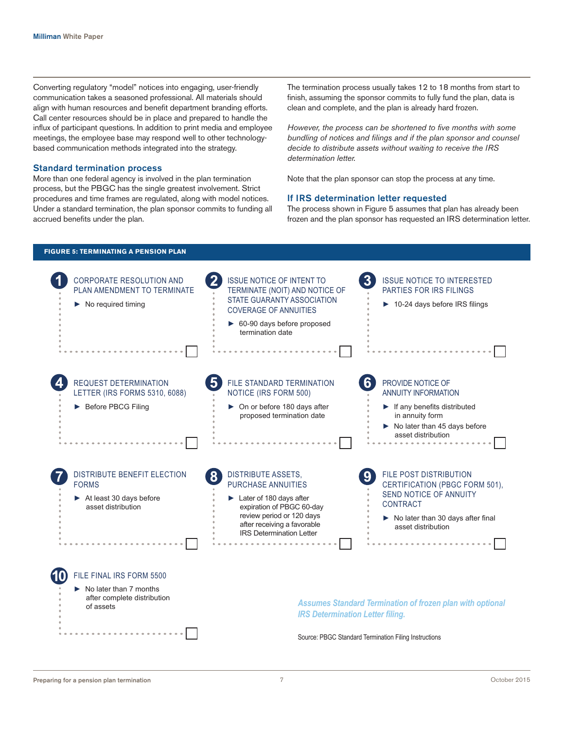Converting regulatory "model" notices into engaging, user-friendly communication takes a seasoned professional. All materials should align with human resources and benefit department branding efforts. Call center resources should be in place and prepared to handle the influx of participant questions. In addition to print media and employee meetings, the employee base may respond well to other technology-based communication methods integrated into the strategy.

### Standard termination process

More than one federal agency is involved in the plan termination process, but the PBGC has the single greatest involvement. Strict procedures and time frames are regulated, along with model notices. Under a standard termination, the plan sponsor commits to funding all accrued benefits under the plan.

The termination process usually takes 12 to 18 months from start to finish, assuming the sponsor commits to fully fund the plan, data is clean and complete, and the plan is already hard frozen.

*However, the process can be shortened to five months with some bundling of notices and filings and if the plan sponsor and counsel decide to distribute assets without waiting to receive the IRS determination letter.*

Note that the plan sponsor can stop the process at any time.

### If IRS determination letter requested

The process shown in Figure 5 assumes that plan has already been frozen and the plan sponsor has requested an IRS determination letter.

**FIGURE 5: TERMINATING A PENSION PLAN**

1. **CORPORATE RESOLUTION AND PLAN AMENDMENT TO TERMINATE**
   - No required timing
2. **ISSUE NOTICE OF INTENT TO TERMINATE (NOIT) AND NOTICE OF STATE GUARANTY ASSOCIATION COVERAGE OF ANNUITIES**
   - 60-90 days before proposed termination date
3. **ISSUE NOTICE TO INTERESTED PARTIES FOR IRS FILINGS**
   - 10-24 days before IRS filings
4. **REQUEST DETERMINATION LETTER (IRS FORMS 5310, 6088)**
   - Before PBCG Filing
5. **FILE STANDARD TERMINATION NOTICE (IRS FORM 500)**
   - On or before 180 days after proposed termination date
6. **PROVIDE NOTICE OF ANNUITY INFORMATION**
   - If any benefits distributed in annuity form
   - No later than 45 days before asset distribution
7. **DISTRIBUTE BENEFIT ELECTION FORMS**
   - At least 30 days before asset distribution
8. **DISTRIBUTE ASSETS, PURCHASE ANNUITIES**
   - Later of 180 days after expiration of PBGC 60-day review period or 120 days after receiving a favorable IRS Determination Letter
9. **FILE POST DISTRIBUTION CERTIFICATION (PBGC FORM 501), SEND NOTICE OF ANNUITY CONTRACT**
   - No later than 30 days after final asset distribution
10. **FILE FINAL IRS FORM 5500**
    - No later than 7 months after complete distribution of assets

*Assumes Standard Termination of frozen plan with optional IRS Determination Letter filing.*

Source: PBGC Standard Termination Filing Instructions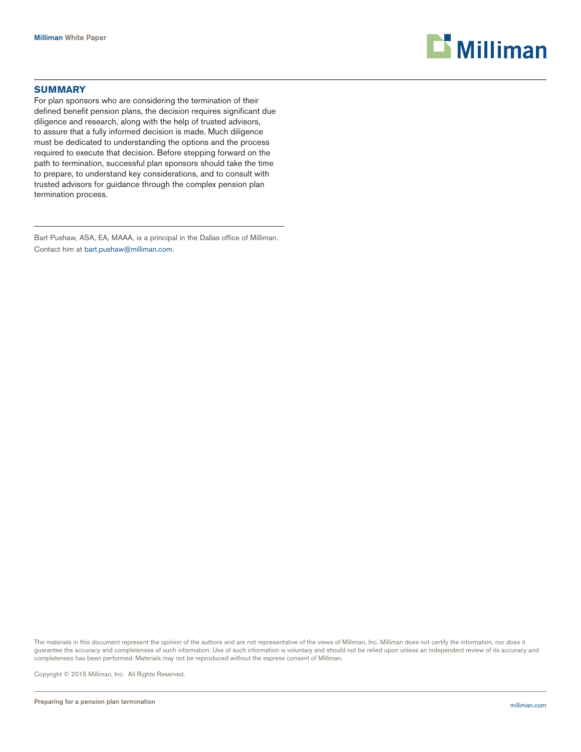## SUMMARY

For plan sponsors who are considering the termination of their defined benefit pension plans, the decision requires significant due diligence and research, along with the help of trusted advisors, to assure that a fully informed decision is made. Much diligence must be dedicated to understanding the options and the process required to execute that decision. Before stepping forward on the path to termination, successful plan sponsors should take the time to prepare, to understand key considerations, and to consult with trusted advisors for guidance through the complex pension plan termination process.

---

Bart Pushaw, ASA, EA, MAAA, is a principal in the Dallas office of Milliman. Contact him at bart.pushaw@milliman.com.

The materials in this document represent the opinion of the authors and are not representative of the views of Milliman, Inc. Milliman does not certify the information, nor does it guarantee the accuracy and completeness of such information. Use of such information is voluntary and should not be relied upon unless an independent review of its accuracy and completeness has been performed. Materials may not be reproduced without the express consent of Milliman.

Copyright © 2015 Milliman, Inc. All Rights Reserved.